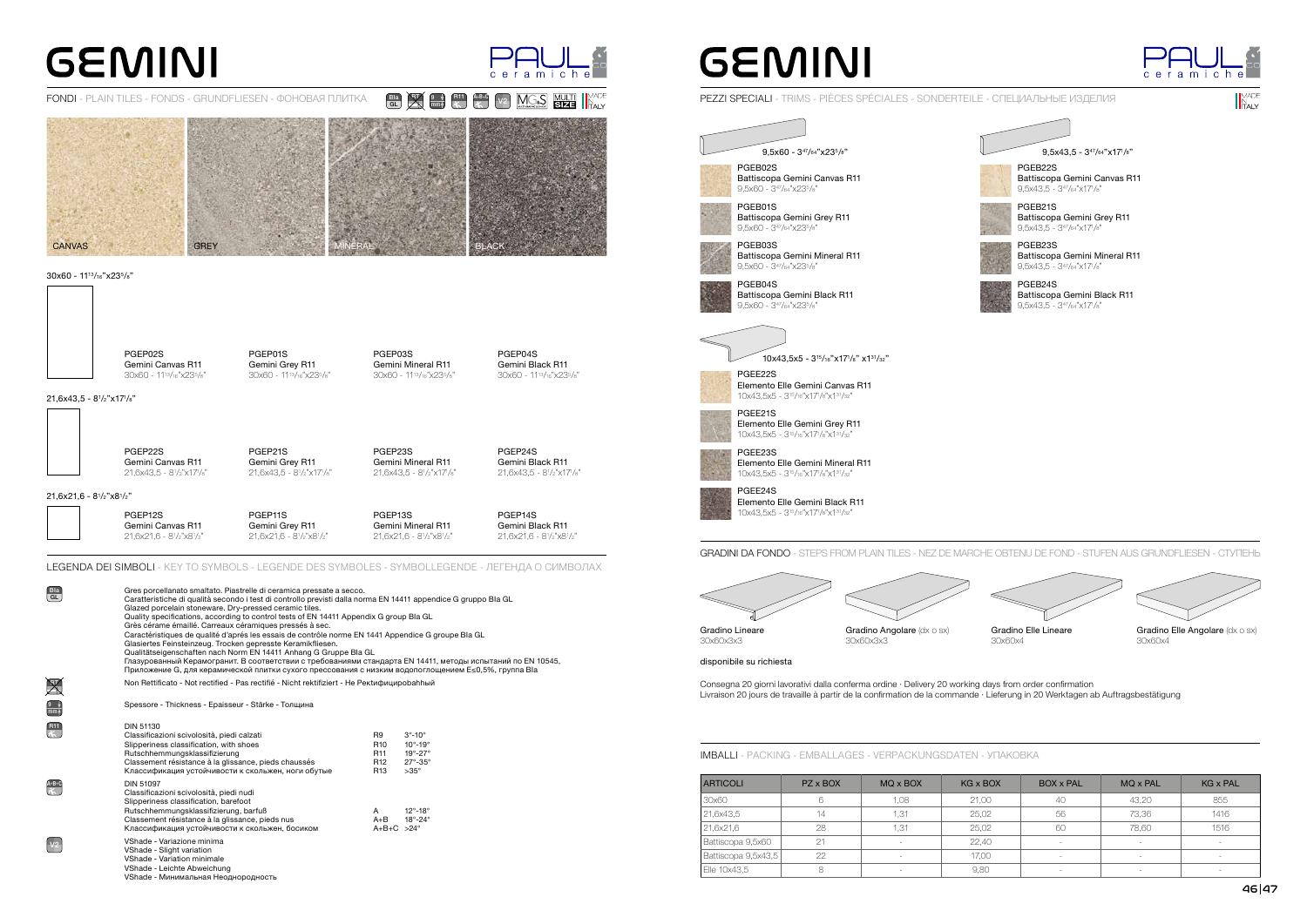# GEMINI

## FONDI - PLAIN TILES - FONDS - GRUNDFLIESEN - ФОНОВАЯ ПЛИТКА

CANVAS | GREY | MINERAL | BLACK

### 30x60 - 11¹³/₁₆"x23⁵/₈"

| PGEP02S | PGEP01S | PGEP03S | PGEP04S |
|---|---|---|---|
| Gemini Canvas R11 | Gemini Grey R11 | Gemini Mineral R11 | Gemini Black R11 |
| 30x60 - 11¹³/₁₆"x23⁵/₈" | 30x60 - 11¹³/₁₆"x23⁵/₈" | 30x60 - 11¹³/₁₆"x23⁵/₈" | 30x60 - 11¹³/₁₆"x23⁵/₈" |

### 21,6x43,5 - 8¹/₂"x17¹/₈"

| PGEP22S | PGEP21S | PGEP23S | PGEP24S |
|---|---|---|---|
| Gemini Canvas R11 | Gemini Grey R11 | Gemini Mineral R11 | Gemini Black R11 |
| 21,6x43,5 - 8¹/₂"x17¹/₈" | 21,6x43,5 - 8¹/₂"x17¹/₈" | 21,6x43,5 - 8¹/₂"x17¹/₈" | 21,6x43,5 - 8¹/₂"x17¹/₈" |

### 21,6x21,6 - 8¹/₂"x8¹/₂"

| PGEP12S | PGEP11S | PGEP13S | PGEP14S |
|---|---|---|---|
| Gemini Canvas R11 | Gemini Grey R11 | Gemini Mineral R11 | Gemini Black R11 |
| 21,6x21,6 - 8¹/₂"x8¹/₂" | 21,6x21,6 - 8¹/₂"x8¹/₂" | 21,6x21,6 - 8¹/₂"x8¹/₂" | 21,6x21,6 - 8¹/₂"x8¹/₂" |

## LEGENDA DEI SIMBOLI - KEY TO SYMBOLS - LEGENDE DES SYMBOLES - SYMBOLLEGENDE - ЛЕГЕНДА О СИМВОЛАХ

**BIa GL**
Gres porcellanato smaltato. Piastrelle di ceramica pressate a secco.
Caratteristiche di qualità secondo i test di controllo previsti dalla norma EN 14411 appendice G gruppo BIa GL
Glazed porcelain stoneware. Dry-pressed ceramic tiles.
Quality specifications, according to control tests of EN 14411 Appendix G group BIa GL
Grès cérame émaillé. Carreaux céramiques pressés à sec.
Caractéristiques de qualité d'après les essais de contrôle norme EN 1441 Appendice G groupe BIa GL
Glasiertes Feinsteinzeug. Trocken gepresste Keramikfliesen.
Qualitätseigenschaften nach Norm EN 14411 Anhang G Gruppe BIa GL
Глазурованный Керамогранит. В соответствии с требованиями стандарта EN 14411, методы испытаний по EN 10545, Приложение G, для керамической плитки сухого прессования с низким водопоглощением E≤0,5%, группа BIa

Non Rettificato - Not rectified - Pas rectifié - Nicht rektifiziert - Не Ректифицированный

Spessore - Thickness - Epaisseur - Stärke - Толщина

**R11**
DIN 51130
Classificazioni scivolosità, piedi calzati
Slipperiness classification, with shoes
Rutschhemmungsklassifizierung
Classement résistance à la glissance, pieds chaussés
Классификация устойчивости к скольжению, ноги обутые

| | |
|---|---|
| R9 | 3°-10° |
| R10 | 10°-19° |
| R11 | 19°-27° |
| R12 | 27°-35° |
| R13 | >35° |

**A+B+C**
DIN 51097
Classificazioni scivolosità, piedi nudi
Slipperiness classification, barefoot
Rutschhemmungsklassifizierung, barfuß
Classement résistance à la glissance, pieds nus
Классификация устойчивости к скольжению, босиком

| | |
|---|---|
| A | 12°-18° |
| A+B | 18°-24° |
| A+B+C | >24° |

**V2**
VShade - Variazione minima
VShade - Slight variation
VShade - Variation minimale
VShade - Leichte Abweichung
VShade - Минимальная Неоднородность

# GEMINI

## PEZZI SPECIALI - TRIMS - PIÈCES SPÉCIALES - SONDERTEILE - СПЕЦИАЛЬНЫЕ ИЗДЕЛИЯ

### 9,5x60 - 3⁴⁷/₆₄"x23⁵/₈"

- **PGEB02S** Battiscopa Gemini Canvas R11 — 9,5x60 - 3⁴⁷/₆₄"x23⁵/₈"
- **PGEB01S** Battiscopa Gemini Grey R11 — 9,5x60 - 3⁴⁷/₆₄"x23⁵/₈"
- **PGEB03S** Battiscopa Gemini Mineral R11 — 9,5x60 - 3⁴⁷/₆₄"x23⁵/₈"
- **PGEB04S** Battiscopa Gemini Black R11 — 9,5x60 - 3⁴⁷/₆₄"x23⁵/₈"

### 9,5x43,5 - 3⁴⁷/₆₄"x17¹/₈"

- **PGEB22S** Battiscopa Gemini Canvas R11 — 9,5x43,5 - 3⁴⁷/₆₄"x17¹/₈"
- **PGEB21S** Battiscopa Gemini Grey R11 — 9,5x43,5 - 3⁴⁷/₆₄"x17¹/₈"
- **PGEB23S** Battiscopa Gemini Mineral R11 — 9,5x43,5 - 3⁴⁷/₆₄"x17¹/₈"
- **PGEB24S** Battiscopa Gemini Black R11 — 9,5x43,5 - 3⁴⁷/₆₄"x17¹/₈"

### 10x43,5x5 - 3¹⁵/₁₆"x17¹/₈" x1³¹/₃₂"

- **PGEE22S** Elemento Elle Gemini Canvas R11 — 10x43,5x5 - 3¹⁵/₁₆"x17¹/₈"x1³¹/₃₂"
- **PGEE21S** Elemento Elle Gemini Grey R11 — 10x43,5x5 - 3¹⁵/₁₆"x17¹/₈"x1³¹/₃₂"
- **PGEE23S** Elemento Elle Gemini Mineral R11 — 10x43,5x5 - 3¹⁵/₁₆"x17¹/₈"x1³¹/₃₂"
- **PGEE24S** Elemento Elle Gemini Black R11 — 10x43,5x5 - 3¹⁵/₁₆"x17¹/₈"x1³¹/₃₂"

## GRADINI DA FONDO - STEPS FROM PLAIN TILES - NEZ DE MARCHE OBTENU DE FOND - STUFEN AUS GRUNDFLIESEN - СТУПЕНЬ

| Gradino Lineare | Gradino Angolare (dx o sx) | Gradino Elle Lineare | Gradino Elle Angolare (dx o sx) |
|---|---|---|---|
| 30x60x3x3 | 30x60x3x3 | 30x60x4 | 30x60x4 |

disponibile su richiesta

Consegna 20 giorni lavorativi dalla conferma ordine · Delivery 20 working days from order confirmation
Livraison 20 jours de travaille à partir de la confirmation de la commande · Lieferung in 20 Werktagen ab Auftragsbestätigung

## IMBALLI - PACKING - EMBALLAGES - VERPACKUNGSDATEN - УПАКОВКА

| ARTICOLI | PZ x BOX | MQ x BOX | KG x BOX | BOX x PAL | MQ x PAL | KG x PAL |
|---|---|---|---|---|---|---|
| 30x60 | 6 | 1,08 | 21,00 | 40 | 43,20 | 855 |
| 21,6x43,5 | 14 | 1,31 | 25,02 | 56 | 73,36 | 1416 |
| 21,6x21,6 | 28 | 1,31 | 25,02 | 60 | 78,60 | 1516 |
| Battiscopa 9,5x60 | 21 | - | 22,40 | - | - | - |
| Battiscopa 9,5x43,5 | 22 | - | 17,00 | - | - | - |
| Elle 10x43,5 | 8 | - | 9,80 | - | - | - |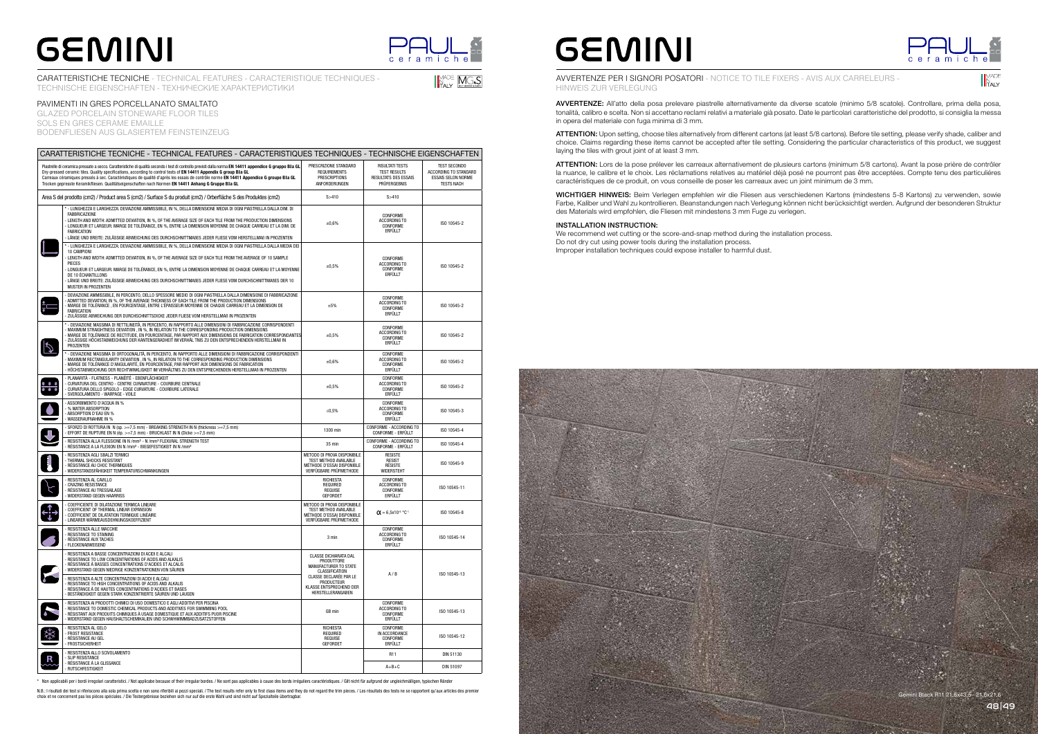# GEMINI

CARATTERISTICHE TECNICHE - TECHNICAL FEATURES - CARACTERISTIQUE TECHNIQUES - TECHNISCHE EIGENSCHAFTEN - ТЕХНИЧЕСКИЕ ХАРАКТЕРИСТИКИ

PAVIMENTI IN GRES PORCELLANATO SMALTATO
GLAZED PORCELAIN STONEWARE FLOOR TILES
SOLS EN GRES CERAME EMAILLE
BODENFLIESEN AUS GLASIERTEM FEINSTEINZEUG

## CARATTERISTICHE TECNICHE - TECHNICAL FEATURES - CARACTERISTIQUES TECHNIQUES - TECHNISCHE EIGENSCHAFTEN

| Piastrelle di ceramica pressate a secco. Caratteristiche di qualità secondo i test di controllo previsti dalla norma **EN 14411 appendice G gruppo BIa GL** Dry-pressed ceramic tiles. Quality specifications, according to control tests of **EN 14411 Appendix G group BIa GL** Carreaux céramiques pressés à sec. Caractéristiques de qualité d'après les essais de contrôle norme **EN 14411 Appendice G groupe BIa GL** Trocken gepresste Keramikfliesen. Qualitätseigenschaften nach Normen **EN 14411 Anhang G Gruppe BIa GL** | PRESCRIZIONE STANDARD / REQUIREMENTS / PRESCRIPTIONS / ANFORDERUNGEN | RISULTATI TESTS / TEST RESULTS / RESULTATS DES ESSAIS / PRÜFERGEBNIS | TEST SECONDO / ACCORDING TO STANDARD / ESSAIS SELON NORME / TESTS NACH |
|---|---|---|---|
| Area S del prodotto (cm2) / Product area S (cm2) / Surface S du produit (cm2) / Oberfläche S des Produktes (cm2) | S>410 | S>410 | |
| * - LUNGHEZZA E LARGHEZZA: DEVIAZIONE AMMISSIBILE, IN %, DELLA DIMENSIONE MEDIA DI OGNI PIASTRELLA DALLA DIM. DI FABBRICAZIONE - LENGTH AND WIDTH: ADMITTED DEVIATION, IN %, OF THE AVERAGE SIZE OF EACH TILE FROM THE PRODUCTION DIMENSIONS - LONGUEUR ET LARGEUR: MARGE DE TOLÉRANCE, EN %, ENTRE LA DIMENSION MOYENNE DE CHAQUE CARREAU ET LA DIM. DE FABRICATION - LÄNGE UND BREITE: ZULÄSSIGE ABWEICHUNG DES DURCHSCHNITTMAßES JEDER FLIESE VOM HERSTELLMAß IN PROZENTEN | ±0,6% | CONFORME / ACCORDING TO / CONFORME / ERFÜLLT | ISO 10545-2 |
| * - LUNGHEZZA E LARGHEZZA: DEVIAZIONE AMMISSIBILE, IN %, DELLA DIMENSIONE MEDIA DI OGNI PIASTRELLA DALLA MEDIA DEI 10 CAMPIONI - LENGTH AND WIDTH: ADMITTED DEVIATION, IN %, OF THE AVERAGE SIZE OF EACH TILE FROM THE AVERAGE OF 10 SAMPLE PIECES - LONGUEUR ET LARGEUR: MARGE DE TOLÉRANCE, EN %, ENTRE LA DIMENSION MOYENNE DE CHAQUE CARREAU ET LA MOYENNE DE 10 ÉCHANTILLONS - LÄNGE UND BREITE: ZULÄSSIGE ABWEICHUNG DES DURCHSCHNITTMAßES JEDER FLIESE VOM DURCHSCHNITTMAßES DER 10 MUSTER IN PROZENTEN | ±0,5% | CONFORME / ACCORDING TO / CONFORME / ERFÜLLT | ISO 10545-2 |
| - DEVIAZIONE AMMISSIBILE, IN PERCENTO, DELLO SPESSORE MEDIO DI OGNI PIASTRELLA DALLA DIMENSIONE DI FABBRICAZIONE - ADMITTED DEVIATION, IN %, OF THE AVERAGE THICKNESS OF EACH TILE FROM THE PRODUCTION DIMENSIONS - MARGE DE TOLÉRANCE , EN POURCENTAGE, ENTRE L'ÉPAISSEUR MOYENNE DE CHAQUE CARREAU ET LA DIMENSION DE FABRICATION - ZULÄSSIGE ABWEICHUNG DER DURCHSCHNITTSDICKE JEDER FLIESE VOM HERSTELLMAß IN PROZENTEN | ±5% | CONFORME / ACCORDING TO / CONFORME / ERFÜLLT | ISO 10545-2 |
| * - DEVIAZIONE MASSIMA DI RETTILINEITÀ, IN PERCENTO, IN RAPPORTO ALLE DIMENSIONI DI FABBRICAZIONE CORRISPONDENTI - MAXIMUM STRAIGHTNESS DEVIATION , IN %, IN RELATION TO THE CORRESPONDING PRODUCTION DIMENSIONS - MARGE DE TOLÉRANCE DE RECTITUDE, EN POURCENTAGE, PAR RAPPORT AUX DIMENSIONS DE FABRICATION CORRESPONDANTES - ZULÄSSIGE HÖCHSTABWEICHUNG DER KANTENGERADHEIT IM VERHÄLTNIS ZU DEN ENTSPRECHENDEN HERSTELLMAß IN PROZENTEN | ±0,5% | CONFORME / ACCORDING TO / CONFORME / ERFÜLLT | ISO 10545-2 |
| * - DEVIAZIONE MASSIMA DI ORTOGONALITÀ, IN PERCENTO, IN RAPPORTO ALLE DIMENSIONI DI FABBRICAZIONE CORRISPONDENTI - MAXIMUM RECTANGULARITY DEVIATION , IN %, IN RELATION TO THE CORRESPONDING PRODUCTION DIMENSIONS - MARGE DE TOLÉRANCE D'ANGULARITÉ, EN POURCENTAGE, PAR RAPPORT AUX DIMENSIONS DE FABRICATION - HÖCHSTABWEICHUNG DER RECHTWINKLIGKEIT IM VERHÄLTNIS ZU DEN ENTSPRECHENDEN HERSTELLMAß IN PROZENTEN | ±0,6% | CONFORME / ACCORDING TO / CONFORME / ERFÜLLT | ISO 10545-2 |
| - PLANARITÀ - FLATNESS - PLANÉITÉ - EBENFLÄCHIGKEIT - CURVATURA DEL CENTRO - CENTRE CURVATURE - COURBURE CENTRALE - CURVATURA DELLO SPIGOLO - EDGE CURVATURE - COURBURE LATERALE - SVERGOLAMENTO - WARPAGE - VOILE | ±0,5% | CONFORME / ACCORDING TO / CONFORME / ERFÜLLT | ISO 10545-2 |
| - ASSORBIMENTO D'ACQUA IN % - % WATER ABSORPTION - ABSORPTION D'EAU EN % - WASSERAUFNAHME IN % | ≤0,5% | CONFORME / ACCORDING TO / CONFORME / ERFÜLLT | ISO 10545-3 |
| - SFORZO DI ROTTURA IN N (sp. >=7,5 mm) - BREAKING STRENGTH IN N (thickness >=7,5 mm) - EFFORT DE RUPTURE EN N (ép. >=7,5 mm) - BRUCHLAST IN N (Dicke >=7,5 mm) | 1300 min | CONFORME - ACCORDING TO CONFORME - ERFÜLLT | ISO 10545-4 |
| - RESISTENZA ALLA FLESSIONE IN N /mm² - N /mm² FLEXURAL STRENGTH TEST - RÉSISTANCE A LA FLEXION EN N /mm² - BIEGEFESTIGKEIT IN N /mm² | 35 min | CONFORME - ACCORDING TO CONFORME - ERFÜLLT | ISO 10545-4 |
| - RESISTENZA AGLI SBALZI TERMICI - THERMAL SHOCKS RESISTANT - RÉSISTANCE AU CHOC THERMIQUES - WIDERSTANDSFÄHIGKEIT TEMPERATURSCHWANKUNGEN | METODO DI PROVA DISPONIBILE / TEST METHOD AVAILABLE / MÉTHODE D'ESSAI DISPONIBLE / VERFÜGBARE PRÜFMETHODE | RESISTE / RESIST / RESISTE / WIDERSTEHT | ISO 10545-9 |
| - RESISTENZA AL CAVILLO - CRAZING RESISTANCE - RÉSISTANCE AU TRESSAILAGE - WIDERSTAND GEGEN HAARRISS | RICHIESTA / REQUIRED / REQUISE / GEFORDET | CONFORME / ACCORDING TO / CONFORME / ERFÜLLT | ISO 10545-11 |
| - COEFFICIENTE DI DILATAZIONE TERMICA LINEARE - COEFFICIENT OF THERMAL LINEAR EXPANSION - COEFFICIENT DE DILATATION TERMIQUE LINÉAIRE - LINEARER WÄRMEAUSDEHNUNGSKOEFFIZIENT | METODO DI PROVA DISPONIBILE / TEST METHOD AVAILABLE / MÉTHODE D'ESSAI DISPONIBLE / VERFÜGBARE PRÜFMETHODE | $\alpha = 6{,}5x10^{-6}\ °C^{-1}$ | ISO 10545-8 |
| - RESISTENZA ALLE MACCHIE - RESISTANCE TO STAINING - RÉSISTANCE AUX TACHES - FLECKENABWEISEND | 3 min | CONFORME / ACCORDING TO / CONFORME / ERFÜLLT | ISO 10545-14 |
| - RESISTENZA A BASSE CONCENTRAZIONI DI ACIDI E ALCALI - RESISTANCE TO LOW CONCENTRATIONS OF ACIDS AND ALKALIS - RÉSISTANCE À BASSES CONCENTRATIONS D'ACIDES ET ALCALIS - WIDERSTAND GEGEN NIEDRIGE KONZENTRATIONEN VON SÄUREN | CLASSE DICHIARATA DAL PRODUTTORE / MANUFACTURER TO STATE CLASSIFICATION / CLASSE DECLARÉE PAR LE PRODUCTEUR / KLASSE ENTSPRECHEND DER HERSTELLERANGABEN | A / B | ISO 10545-13 |
| - RESISTENZA A ALTE CONCENTRAZIONI DI ACIDI E ALCALI - RESISTANCE TO HIGH CONCENTRATIONS OF ACIDS AND ALKALIS - RÉSISTANCE À DE HAUTES CONCENTRATIONS D'ACIDES ET BASES - BESTÄNDIGKEIT GEGEN STARK KONZENTRIERTE SÄUREN UND LAUGEN | | | |
| - RESISTENZA AI PRODOTTI CHIMICI DI USO DOMESTICO E AGLI ADDITIVI PER PISCINA - RESISTANCE TO DOMESTIC CHEMICAL PRODUCTS AND ADDITIVES FOR SWIMMING POOL - RÉSISTANT AUX PRODUITS CHIMIQUES À USAGE DOMESTIQUE ET AUX ADDITIFS PUOR PISCINE - WIDERSTAND GEGEN HAUSHALTSCHEMIKALIEN UND SCHWIMMBADZUSATZSTOFFEN | GB min | CONFORME / ACCORDING TO / CONFORME / ERFÜLLT | ISO 10545-13 |
| - RESISTENZA AL GELO - FROST RESISTANCE - RÉSISTANCE AU GEL - FROSTSICHERHEIT | RICHIESTA / REQUIRED / REQUISE / GEFORDET | CONFORME / IN ACCORDANCE / CONFORME / ERFÜLLT | ISO 10545-12 |
| - RESISTENZA ALLO SCIVOLAMENTO - SLIP RESISTANCE - RÉSISTANCE À LA GLISSANCE - RUTSCHFESTIGKEIT | | R11 | DIN 51130 |
| | | A+B+C | DIN 51097 |

\* Non applicabili per i bordi irregolari caratteristici. / Not applicabe because of their irregular bordes. / Ne sont pas applicables à cause des bords irréguliers caractéristiques. / Gilt nicht für aufgrund der ungleichmäßigen, typischen Ränder

N.B.: I risultati dei test si riferiscono alla sola prima scelta e non sono riferibili ai pezzi speciali. / The test results refer only to first class items and they do not regard the trim pieces. / Les résultats des tests ne se rapportent qu'aux articles des premier choix et ne concernent pas les pièces spéciales. / Die Testergebnisse beziehen sich nur auf die erste Wahl und sind nicht auf Spezialteile übertragbar.

# GEMINI

AVVERTENZE PER I SIGNORI POSATORI - NOTICE TO TILE FIXERS - AVIS AUX CARRELEURS - HINWEIS ZUR VERLEGUNG

**AVVERTENZE:** All'atto della posa prelevare piastrelle alternativamente da diverse scatole (minimo 5/8 scatole). Controllare, prima della posa, tonalità, calibro e scelta. Non si accettano reclami relativi a materiale già posato. Date le particolari caratteristiche del prodotto, si consiglia la messa in opera del materiale con fuga minima di 3 mm.

**ATTENTION:** Upon setting, choose tiles alternatively from different cartons (at least 5/8 cartons). Before tile setting, please verify shade, caliber and choice. Claims regarding these items cannot be accepted after tile setting. Considering the particular characteristics of this product, we suggest laying the tiles with grout joint of at least 3 mm.

**ATTENTION:** Lors de la pose prélever les carreaux alternativement de plusieurs cartons (minimum 5/8 cartons). Avant la pose prière de contrôler la nuance, le calibre et le choix. Les réclamations relatives au matériel déjà posé ne pourront pas être acceptées. Compte tenu des particulières caractéristiques de ce produit, on vous conseille de poser les carreaux avec un joint minimum de 3 mm.

**WICHTIGER HINWEIS:** Beim Verlegen empfehlen wir die Fliesen aus verschiedenen Kartons (mindestens 5-8 Kartons) zu verwenden, sowie Farbe, Kaliber und Wahl zu kontrollieren. Beanstandungen nach Verlegung können nicht berücksichtigt werden. Aufgrund der besonderen Struktur des Materials wird empfohlen, die Fliesen mit mindestens 3 mm Fuge zu verlegen.

**INSTALLATION INSTRUCTION:**
We recommend wet cutting or the score-and-snap method during the installation process.
Do not dry cut using power tools during the installation process.
Improper installation techniques could expose installer to harmful dust.

Gemini Black R11 21,6x43,5 - 21,6x21,6